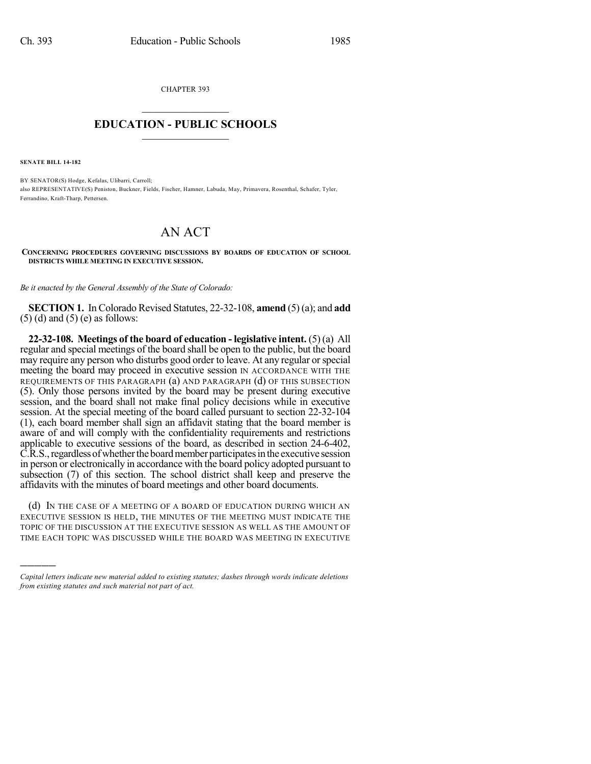CHAPTER 393

# EDUCATION - PUBLIC SCHOOLS

**SENATE BILL 14-182**

BY SENATOR(S) Hodge, Kefalas, Ulibarri, Carroll;
also REPRESENTATIVE(S) Peniston, Buckner, Fields, Fischer, Hamner, Labuda, May, Primavera, Rosenthal, Schafer, Tyler, Ferrandino, Kraft-Tharp, Pettersen.

# AN ACT

**CONCERNING PROCEDURES GOVERNING DISCUSSIONS BY BOARDS OF EDUCATION OF SCHOOL DISTRICTS WHILE MEETING IN EXECUTIVE SESSION.**

*Be it enacted by the General Assembly of the State of Colorado:*

**SECTION 1.** In Colorado Revised Statutes, 22-32-108, **amend** (5) (a); and **add** (5) (d) and (5) (e) as follows:

**22-32-108. Meetings of the board of education - legislative intent.** (5) (a) All regular and special meetings of the board shall be open to the public, but the board may require any person who disturbs good order to leave. At any regular or special meeting the board may proceed in executive session IN ACCORDANCE WITH THE REQUIREMENTS OF THIS PARAGRAPH (a) AND PARAGRAPH (d) OF THIS SUBSECTION (5). Only those persons invited by the board may be present during executive session, and the board shall not make final policy decisions while in executive session. At the special meeting of the board called pursuant to section 22-32-104 (1), each board member shall sign an affidavit stating that the board member is aware of and will comply with the confidentiality requirements and restrictions applicable to executive sessions of the board, as described in section 24-6-402, C.R.S., regardless of whether the board member participates in the executive session in person or electronically in accordance with the board policy adopted pursuant to subsection (7) of this section. The school district shall keep and preserve the affidavits with the minutes of board meetings and other board documents.

(d) IN THE CASE OF A MEETING OF A BOARD OF EDUCATION DURING WHICH AN EXECUTIVE SESSION IS HELD, THE MINUTES OF THE MEETING MUST INDICATE THE TOPIC OF THE DISCUSSION AT THE EXECUTIVE SESSION AS WELL AS THE AMOUNT OF TIME EACH TOPIC WAS DISCUSSED WHILE THE BOARD WAS MEETING IN EXECUTIVE

---

*Capital letters indicate new material added to existing statutes; dashes through words indicate deletions from existing statutes and such material not part of act.*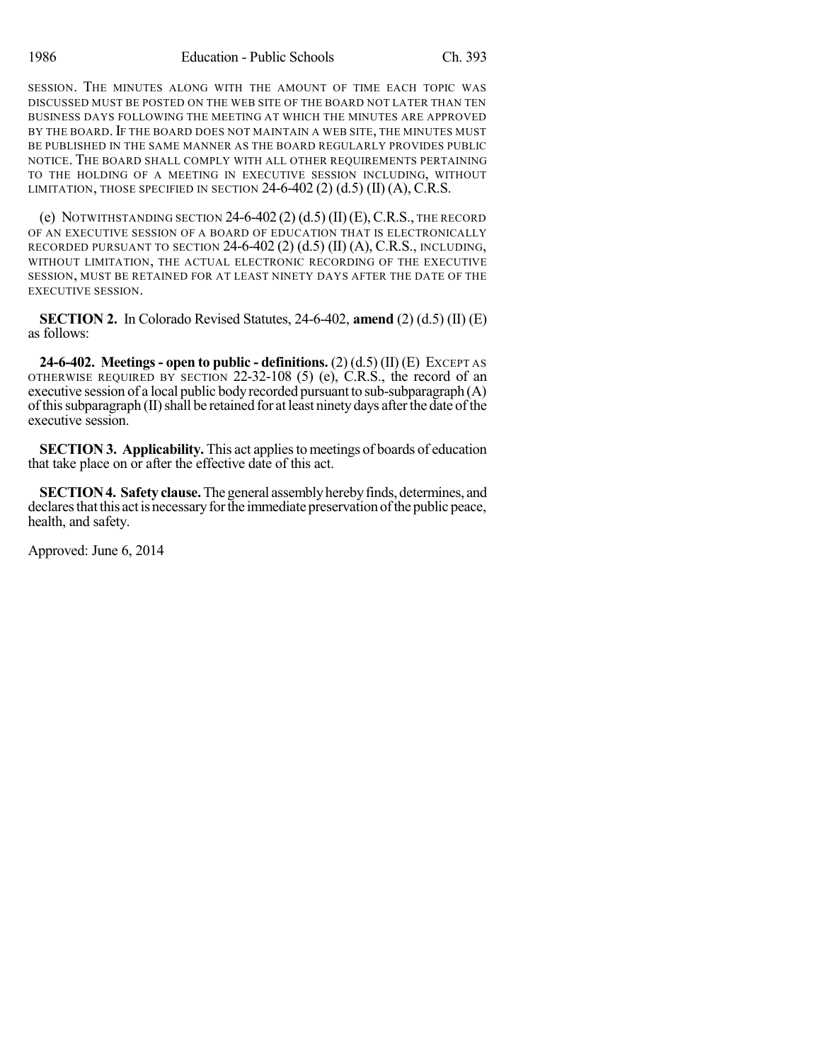SESSION. THE MINUTES ALONG WITH THE AMOUNT OF TIME EACH TOPIC WAS DISCUSSED MUST BE POSTED ON THE WEB SITE OF THE BOARD NOT LATER THAN TEN BUSINESS DAYS FOLLOWING THE MEETING AT WHICH THE MINUTES ARE APPROVED BY THE BOARD. IF THE BOARD DOES NOT MAINTAIN A WEB SITE, THE MINUTES MUST BE PUBLISHED IN THE SAME MANNER AS THE BOARD REGULARLY PROVIDES PUBLIC NOTICE. THE BOARD SHALL COMPLY WITH ALL OTHER REQUIREMENTS PERTAINING TO THE HOLDING OF A MEETING IN EXECUTIVE SESSION INCLUDING, WITHOUT LIMITATION, THOSE SPECIFIED IN SECTION 24-6-402 (2) (d.5) (II) (A), C.R.S.

(e) NOTWITHSTANDING SECTION 24-6-402 (2) (d.5) (II) (E), C.R.S., THE RECORD OF AN EXECUTIVE SESSION OF A BOARD OF EDUCATION THAT IS ELECTRONICALLY RECORDED PURSUANT TO SECTION 24-6-402 (2) (d.5) (II) (A), C.R.S., INCLUDING, WITHOUT LIMITATION, THE ACTUAL ELECTRONIC RECORDING OF THE EXECUTIVE SESSION, MUST BE RETAINED FOR AT LEAST NINETY DAYS AFTER THE DATE OF THE EXECUTIVE SESSION.

**SECTION 2.** In Colorado Revised Statutes, 24-6-402, **amend** (2) (d.5) (II) (E) as follows:

**24-6-402. Meetings - open to public - definitions.** (2) (d.5) (II) (E) EXCEPT AS OTHERWISE REQUIRED BY SECTION 22-32-108 (5) (e), C.R.S., the record of an executive session of a local public body recorded pursuant to sub-subparagraph (A) of this subparagraph (II) shall be retained for at least ninety days after the date of the executive session.

**SECTION 3. Applicability.** This act applies to meetings of boards of education that take place on or after the effective date of this act.

**SECTION 4. Safety clause.** The general assembly hereby finds, determines, and declares that this act is necessary for the immediate preservation of the public peace, health, and safety.

Approved: June 6, 2014